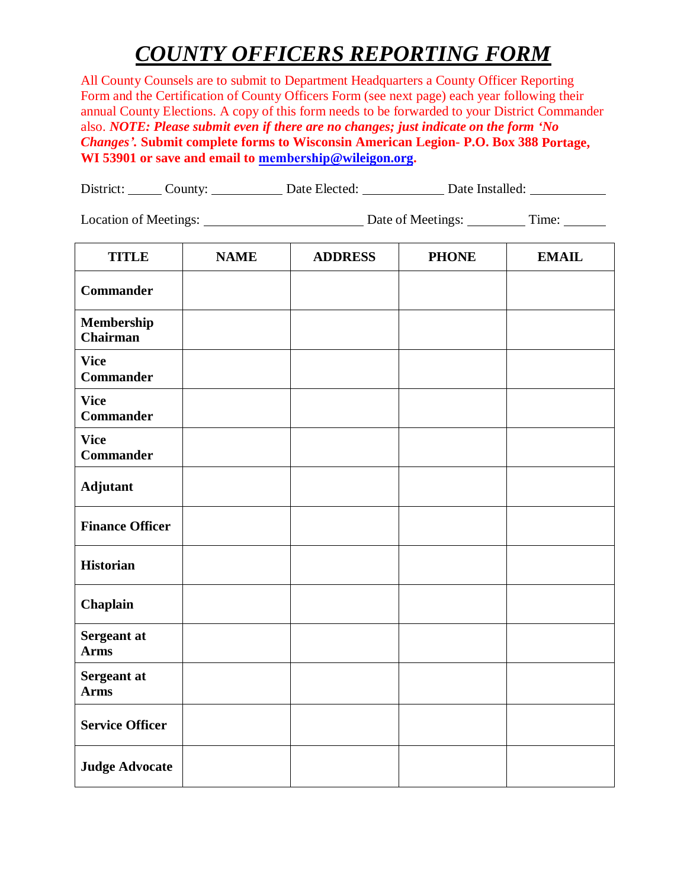# *COUNTY OFFICERS REPORTING FORM*

All County Counsels are to submit to Department Headquarters a County Officer Reporting Form and the Certification of County Officers Form (see next page) each year following their annual County Elections. A copy of this form needs to be forwarded to your District Commander also. ***NOTE: Please submit even if there are no changes; just indicate on the form 'No Changes'.*** **Submit complete forms to Wisconsin American Legion- P.O. Box 388 Portage, WI 53901 or save and email to membership@wileigon.org.**

District: _____ County: __________ Date Elected: ____________ Date Installed: ___________

Location of Meetings: ________________________ Date of Meetings: ________ Time: ______

| TITLE | NAME | ADDRESS | PHONE | EMAIL |
|---|---|---|---|---|
| **Commander** | | | | |
| **Membership Chairman** | | | | |
| **Vice Commander** | | | | |
| **Vice Commander** | | | | |
| **Vice Commander** | | | | |
| **Adjutant** | | | | |
| **Finance Officer** | | | | |
| **Historian** | | | | |
| **Chaplain** | | | | |
| **Sergeant at Arms** | | | | |
| **Sergeant at Arms** | | | | |
| **Service Officer** | | | | |
| **Judge Advocate** | | | | |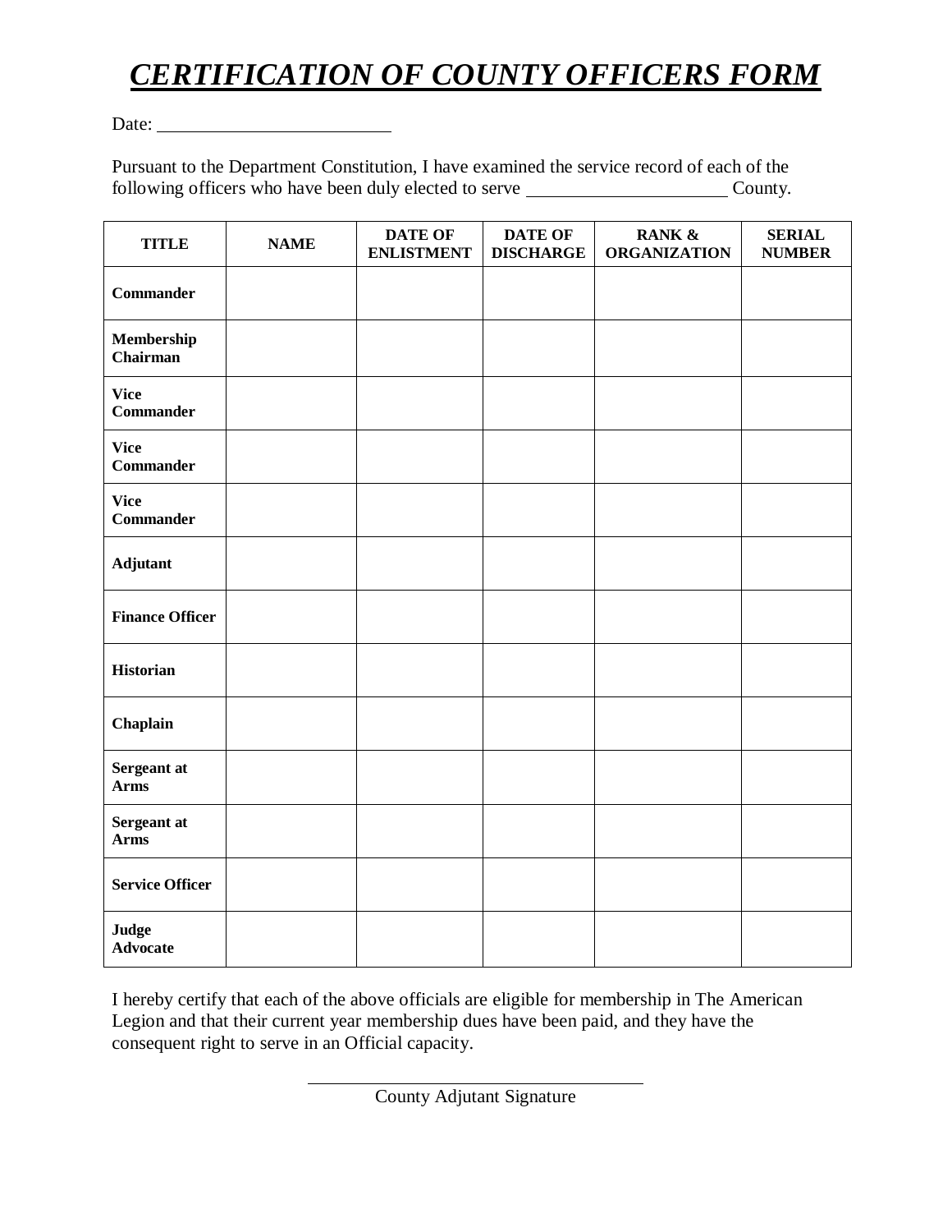# *CERTIFICATION OF COUNTY OFFICERS FORM*

Date: ______________________

Pursuant to the Department Constitution, I have examined the service record of each of the following officers who have been duly elected to serve ____________________ County.

| TITLE | NAME | DATE OF ENLISTMENT | DATE OF DISCHARGE | RANK & ORGANIZATION | SERIAL NUMBER |
|---|---|---|---|---|---|
| **Commander** | | | | | |
| **Membership Chairman** | | | | | |
| **Vice Commander** | | | | | |
| **Vice Commander** | | | | | |
| **Vice Commander** | | | | | |
| **Adjutant** | | | | | |
| **Finance Officer** | | | | | |
| **Historian** | | | | | |
| **Chaplain** | | | | | |
| **Sergeant at Arms** | | | | | |
| **Sergeant at Arms** | | | | | |
| **Service Officer** | | | | | |
| **Judge Advocate** | | | | | |

I hereby certify that each of the above officials are eligible for membership in The American Legion and that their current year membership dues have been paid, and they have the consequent right to serve in an Official capacity.

______________________________

County Adjutant Signature